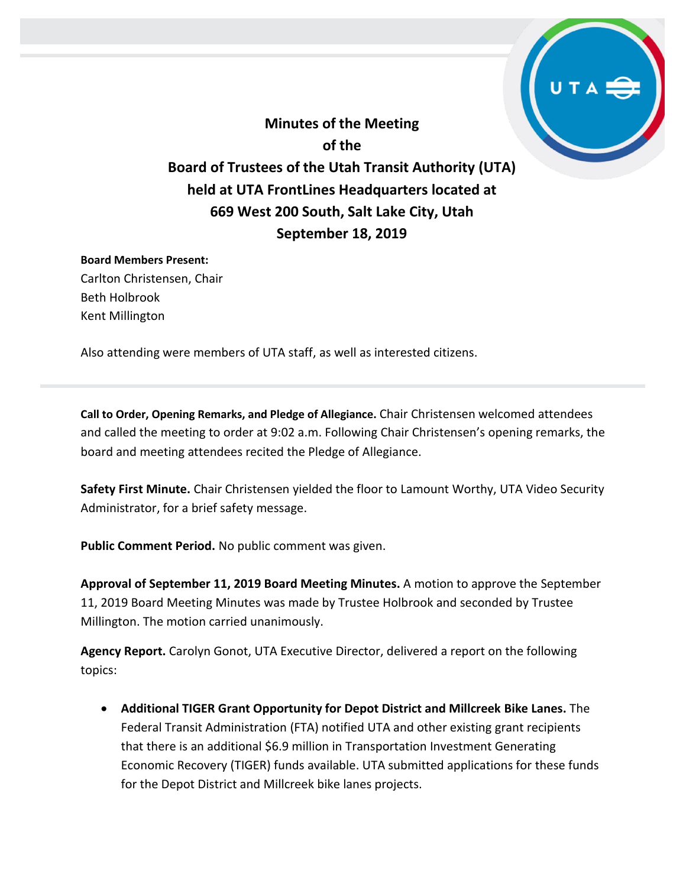# Minutes of the Meeting of the Board of Trustees of the Utah Transit Authority (UTA) held at UTA FrontLines Headquarters located at 669 West 200 South, Salt Lake City, Utah September 18, 2019

**Board Members Present:**
Carlton Christensen, Chair
Beth Holbrook
Kent Millington

Also attending were members of UTA staff, as well as interested citizens.

---

**Call to Order, Opening Remarks, and Pledge of Allegiance.** Chair Christensen welcomed attendees and called the meeting to order at 9:02 a.m. Following Chair Christensen's opening remarks, the board and meeting attendees recited the Pledge of Allegiance.

**Safety First Minute.** Chair Christensen yielded the floor to Lamount Worthy, UTA Video Security Administrator, for a brief safety message.

**Public Comment Period.** No public comment was given.

**Approval of September 11, 2019 Board Meeting Minutes.** A motion to approve the September 11, 2019 Board Meeting Minutes was made by Trustee Holbrook and seconded by Trustee Millington. The motion carried unanimously.

**Agency Report.** Carolyn Gonot, UTA Executive Director, delivered a report on the following topics:

- **Additional TIGER Grant Opportunity for Depot District and Millcreek Bike Lanes.** The Federal Transit Administration (FTA) notified UTA and other existing grant recipients that there is an additional $6.9 million in Transportation Investment Generating Economic Recovery (TIGER) funds available. UTA submitted applications for these funds for the Depot District and Millcreek bike lanes projects.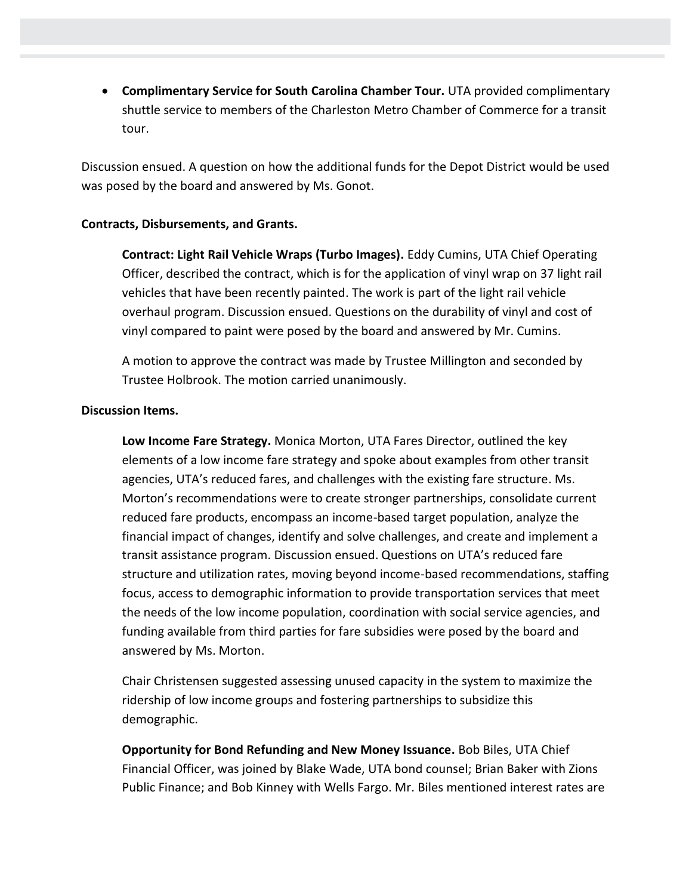- **Complimentary Service for South Carolina Chamber Tour.** UTA provided complimentary shuttle service to members of the Charleston Metro Chamber of Commerce for a transit tour.

Discussion ensued. A question on how the additional funds for the Depot District would be used was posed by the board and answered by Ms. Gonot.

**Contracts, Disbursements, and Grants.**

> **Contract: Light Rail Vehicle Wraps (Turbo Images).** Eddy Cumins, UTA Chief Operating Officer, described the contract, which is for the application of vinyl wrap on 37 light rail vehicles that have been recently painted. The work is part of the light rail vehicle overhaul program. Discussion ensued. Questions on the durability of vinyl and cost of vinyl compared to paint were posed by the board and answered by Mr. Cumins.
>
> A motion to approve the contract was made by Trustee Millington and seconded by Trustee Holbrook. The motion carried unanimously.

**Discussion Items.**

> **Low Income Fare Strategy.** Monica Morton, UTA Fares Director, outlined the key elements of a low income fare strategy and spoke about examples from other transit agencies, UTA's reduced fares, and challenges with the existing fare structure. Ms. Morton's recommendations were to create stronger partnerships, consolidate current reduced fare products, encompass an income-based target population, analyze the financial impact of changes, identify and solve challenges, and create and implement a transit assistance program. Discussion ensued. Questions on UTA's reduced fare structure and utilization rates, moving beyond income-based recommendations, staffing focus, access to demographic information to provide transportation services that meet the needs of the low income population, coordination with social service agencies, and funding available from third parties for fare subsidies were posed by the board and answered by Ms. Morton.
>
> Chair Christensen suggested assessing unused capacity in the system to maximize the ridership of low income groups and fostering partnerships to subsidize this demographic.
>
> **Opportunity for Bond Refunding and New Money Issuance.** Bob Biles, UTA Chief Financial Officer, was joined by Blake Wade, UTA bond counsel; Brian Baker with Zions Public Finance; and Bob Kinney with Wells Fargo. Mr. Biles mentioned interest rates are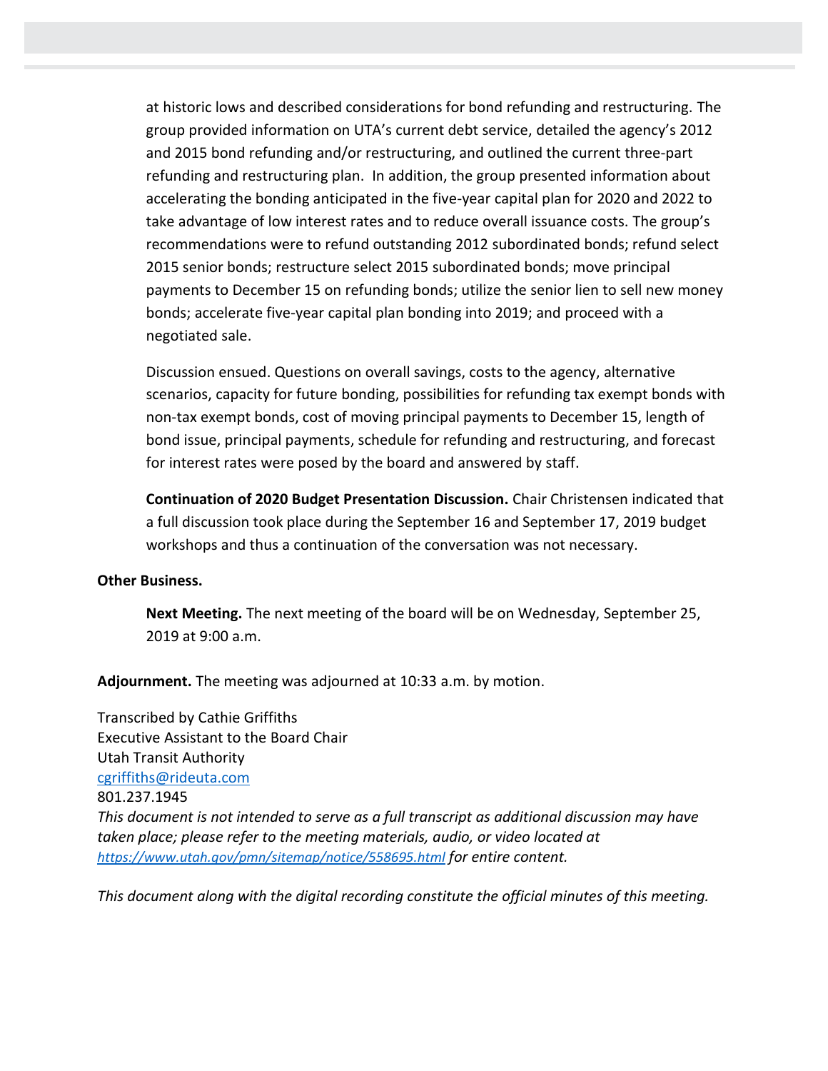at historic lows and described considerations for bond refunding and restructuring. The group provided information on UTA's current debt service, detailed the agency's 2012 and 2015 bond refunding and/or restructuring, and outlined the current three-part refunding and restructuring plan. In addition, the group presented information about accelerating the bonding anticipated in the five-year capital plan for 2020 and 2022 to take advantage of low interest rates and to reduce overall issuance costs. The group's recommendations were to refund outstanding 2012 subordinated bonds; refund select 2015 senior bonds; restructure select 2015 subordinated bonds; move principal payments to December 15 on refunding bonds; utilize the senior lien to sell new money bonds; accelerate five-year capital plan bonding into 2019; and proceed with a negotiated sale.

Discussion ensued. Questions on overall savings, costs to the agency, alternative scenarios, capacity for future bonding, possibilities for refunding tax exempt bonds with non-tax exempt bonds, cost of moving principal payments to December 15, length of bond issue, principal payments, schedule for refunding and restructuring, and forecast for interest rates were posed by the board and answered by staff.

**Continuation of 2020 Budget Presentation Discussion.** Chair Christensen indicated that a full discussion took place during the September 16 and September 17, 2019 budget workshops and thus a continuation of the conversation was not necessary.

**Other Business.**

**Next Meeting.** The next meeting of the board will be on Wednesday, September 25, 2019 at 9:00 a.m.

**Adjournment.** The meeting was adjourned at 10:33 a.m. by motion.

Transcribed by Cathie Griffiths
Executive Assistant to the Board Chair
Utah Transit Authority
cgriffiths@rideuta.com
801.237.1945
*This document is not intended to serve as a full transcript as additional discussion may have taken place; please refer to the meeting materials, audio, or video located at https://www.utah.gov/pmn/sitemap/notice/558695.html for entire content.*

*This document along with the digital recording constitute the official minutes of this meeting.*